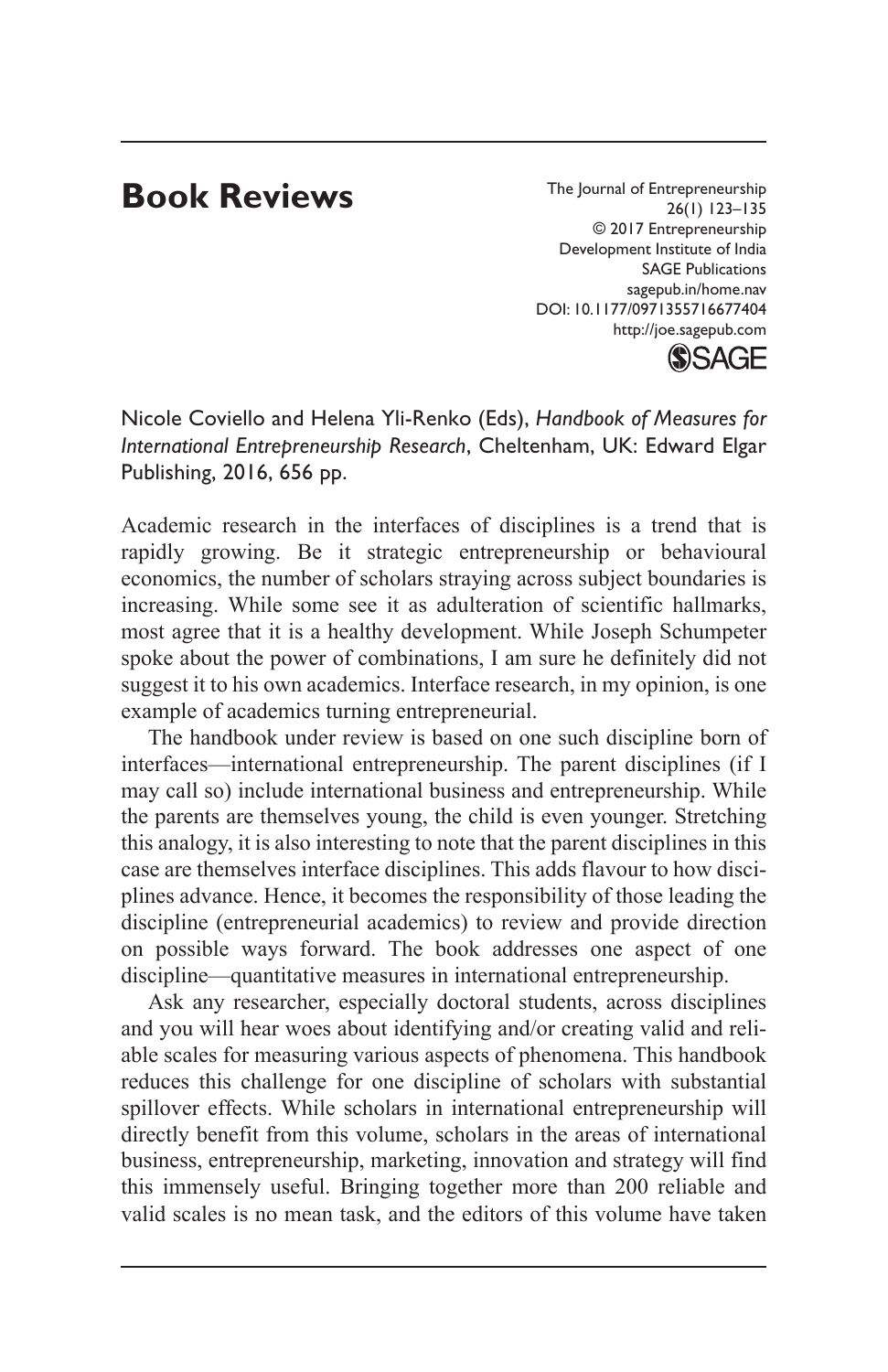# Book Reviews

Nicole Coviello and Helena Yli-Renko (Eds), *Handbook of Measures for International Entrepreneurship Research*, Cheltenham, UK: Edward Elgar Publishing, 2016, 656 pp.

Academic research in the interfaces of disciplines is a trend that is rapidly growing. Be it strategic entrepreneurship or behavioural economics, the number of scholars straying across subject boundaries is increasing. While some see it as adulteration of scientific hallmarks, most agree that it is a healthy development. While Joseph Schumpeter spoke about the power of combinations, I am sure he definitely did not suggest it to his own academics. Interface research, in my opinion, is one example of academics turning entrepreneurial.

The handbook under review is based on one such discipline born of interfaces—international entrepreneurship. The parent disciplines (if I may call so) include international business and entrepreneurship. While the parents are themselves young, the child is even younger. Stretching this analogy, it is also interesting to note that the parent disciplines in this case are themselves interface disciplines. This adds flavour to how disciplines advance. Hence, it becomes the responsibility of those leading the discipline (entrepreneurial academics) to review and provide direction on possible ways forward. The book addresses one aspect of one discipline—quantitative measures in international entrepreneurship.

Ask any researcher, especially doctoral students, across disciplines and you will hear woes about identifying and/or creating valid and reliable scales for measuring various aspects of phenomena. This handbook reduces this challenge for one discipline of scholars with substantial spillover effects. While scholars in international entrepreneurship will directly benefit from this volume, scholars in the areas of international business, entrepreneurship, marketing, innovation and strategy will find this immensely useful. Bringing together more than 200 reliable and valid scales is no mean task, and the editors of this volume have taken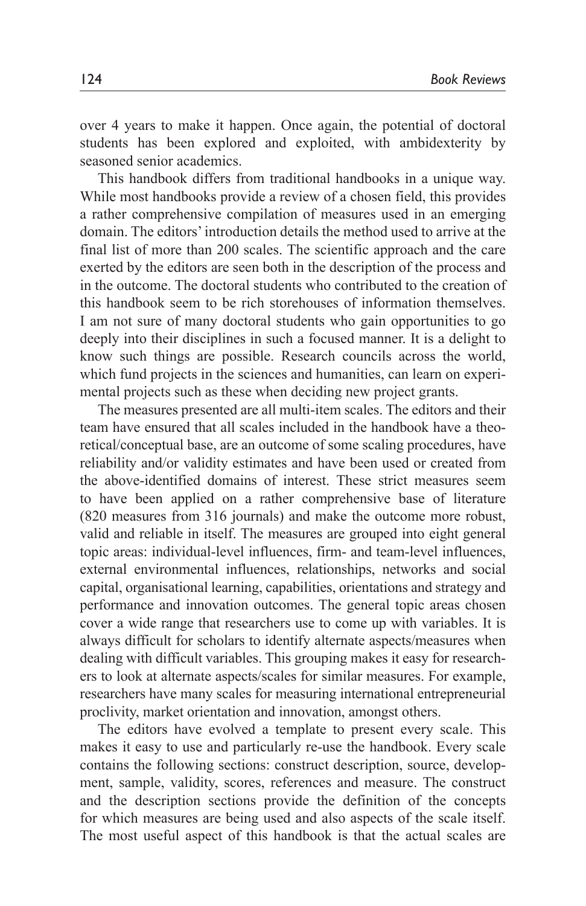over 4 years to make it happen. Once again, the potential of doctoral students has been explored and exploited, with ambidexterity by seasoned senior academics.

This handbook differs from traditional handbooks in a unique way. While most handbooks provide a review of a chosen field, this provides a rather comprehensive compilation of measures used in an emerging domain. The editors' introduction details the method used to arrive at the final list of more than 200 scales. The scientific approach and the care exerted by the editors are seen both in the description of the process and in the outcome. The doctoral students who contributed to the creation of this handbook seem to be rich storehouses of information themselves. I am not sure of many doctoral students who gain opportunities to go deeply into their disciplines in such a focused manner. It is a delight to know such things are possible. Research councils across the world, which fund projects in the sciences and humanities, can learn on experimental projects such as these when deciding new project grants.

The measures presented are all multi-item scales. The editors and their team have ensured that all scales included in the handbook have a theoretical/conceptual base, are an outcome of some scaling procedures, have reliability and/or validity estimates and have been used or created from the above-identified domains of interest. These strict measures seem to have been applied on a rather comprehensive base of literature (820 measures from 316 journals) and make the outcome more robust, valid and reliable in itself. The measures are grouped into eight general topic areas: individual-level influences, firm- and team-level influences, external environmental influences, relationships, networks and social capital, organisational learning, capabilities, orientations and strategy and performance and innovation outcomes. The general topic areas chosen cover a wide range that researchers use to come up with variables. It is always difficult for scholars to identify alternate aspects/measures when dealing with difficult variables. This grouping makes it easy for researchers to look at alternate aspects/scales for similar measures. For example, researchers have many scales for measuring international entrepreneurial proclivity, market orientation and innovation, amongst others.

The editors have evolved a template to present every scale. This makes it easy to use and particularly re-use the handbook. Every scale contains the following sections: construct description, source, development, sample, validity, scores, references and measure. The construct and the description sections provide the definition of the concepts for which measures are being used and also aspects of the scale itself. The most useful aspect of this handbook is that the actual scales are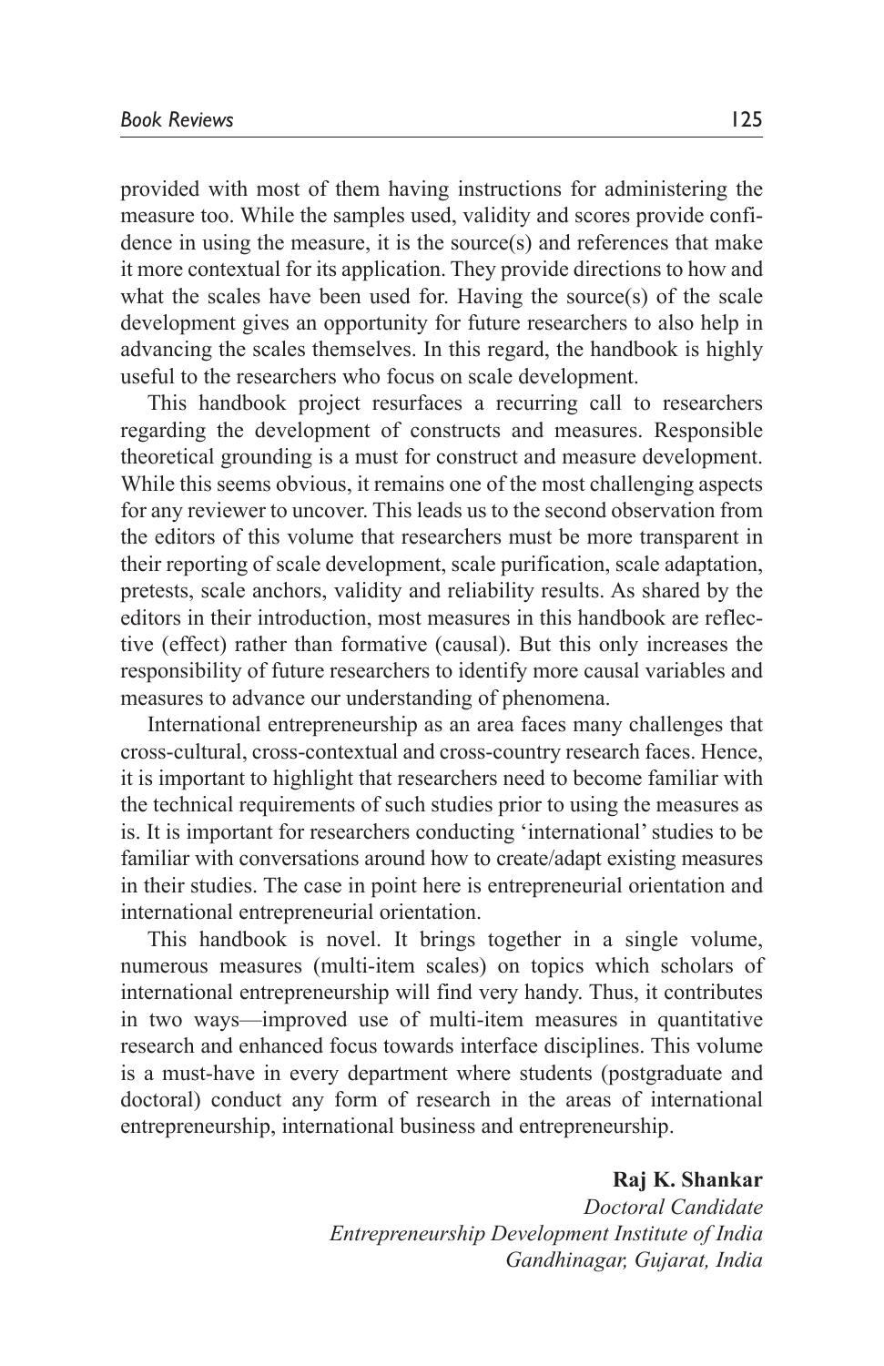provided with most of them having instructions for administering the measure too. While the samples used, validity and scores provide confidence in using the measure, it is the source(s) and references that make it more contextual for its application. They provide directions to how and what the scales have been used for. Having the source(s) of the scale development gives an opportunity for future researchers to also help in advancing the scales themselves. In this regard, the handbook is highly useful to the researchers who focus on scale development.

This handbook project resurfaces a recurring call to researchers regarding the development of constructs and measures. Responsible theoretical grounding is a must for construct and measure development. While this seems obvious, it remains one of the most challenging aspects for any reviewer to uncover. This leads us to the second observation from the editors of this volume that researchers must be more transparent in their reporting of scale development, scale purification, scale adaptation, pretests, scale anchors, validity and reliability results. As shared by the editors in their introduction, most measures in this handbook are reflective (effect) rather than formative (causal). But this only increases the responsibility of future researchers to identify more causal variables and measures to advance our understanding of phenomena.

International entrepreneurship as an area faces many challenges that cross-cultural, cross-contextual and cross-country research faces. Hence, it is important to highlight that researchers need to become familiar with the technical requirements of such studies prior to using the measures as is. It is important for researchers conducting 'international' studies to be familiar with conversations around how to create/adapt existing measures in their studies. The case in point here is entrepreneurial orientation and international entrepreneurial orientation.

This handbook is novel. It brings together in a single volume, numerous measures (multi-item scales) on topics which scholars of international entrepreneurship will find very handy. Thus, it contributes in two ways—improved use of multi-item measures in quantitative research and enhanced focus towards interface disciplines. This volume is a must-have in every department where students (postgraduate and doctoral) conduct any form of research in the areas of international entrepreneurship, international business and entrepreneurship.

**Raj K. Shankar**
*Doctoral Candidate*
*Entrepreneurship Development Institute of India*
*Gandhinagar, Gujarat, India*